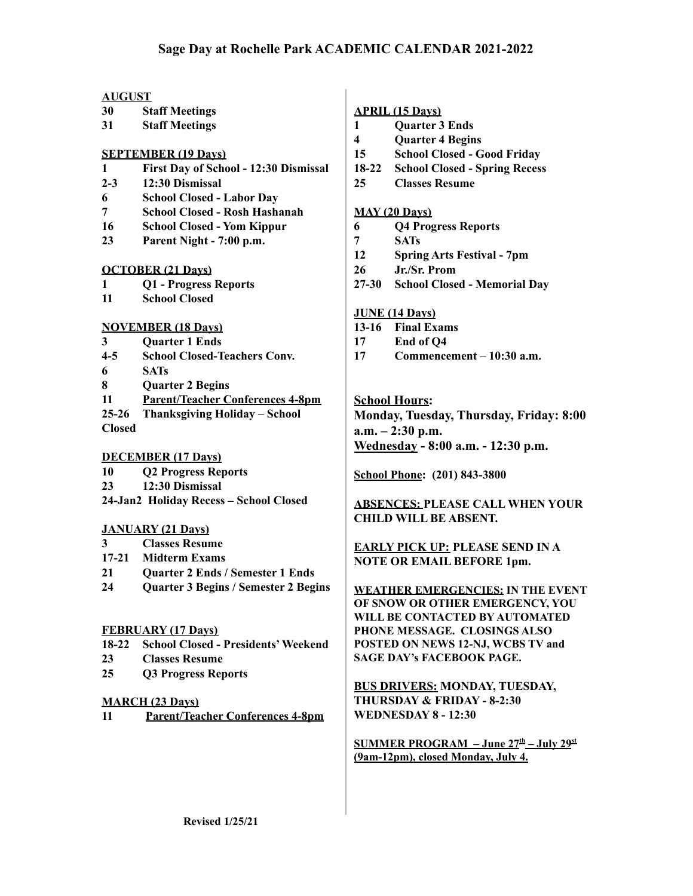# Sage Day at Rochelle Park ACADEMIC CALENDAR 2021-2022

**AUGUST**

- **30** Staff Meetings
- **31** Staff Meetings

**SEPTEMBER (19 Days)**

- **1** First Day of School - 12:30 Dismissal
- **2-3** 12:30 Dismissal
- **6** School Closed - Labor Day
- **7** School Closed - Rosh Hashanah
- **16** School Closed - Yom Kippur
- **23** Parent Night - 7:00 p.m.

**OCTOBER (21 Days)**

- **1** Q1 - Progress Reports
- **11** School Closed

**NOVEMBER (18 Days)**

- **3** Quarter 1 Ends
- **4-5** School Closed-Teachers Conv.
- **6** SATs
- **8** Quarter 2 Begins
- **11** Parent/Teacher Conferences 4-8pm
- **25-26** Thanksgiving Holiday – School Closed

**DECEMBER (17 Days)**

- **10** Q2 Progress Reports
- **23** 12:30 Dismissal
- **24-Jan2** Holiday Recess – School Closed

**JANUARY (21 Days)**

- **3** Classes Resume
- **17-21** Midterm Exams
- **21** Quarter 2 Ends / Semester 1 Ends
- **24** Quarter 3 Begins / Semester 2 Begins

**FEBRUARY (17 Days)**

- **18-22** School Closed - Presidents' Weekend
- **23** Classes Resume
- **25** Q3 Progress Reports

**MARCH (23 Days)**

- **11** Parent/Teacher Conferences 4-8pm

**APRIL (15 Days)**

- **1** Quarter 3 Ends
- **4** Quarter 4 Begins
- **15** School Closed - Good Friday
- **18-22** School Closed - Spring Recess
- **25** Classes Resume

**MAY (20 Days)**

- **6** Q4 Progress Reports
- **7** SATs
- **12** Spring Arts Festival - 7pm
- **26** Jr./Sr. Prom
- **27-30** School Closed - Memorial Day

**JUNE (14 Days)**

- **13-16** Final Exams
- **17** End of Q4
- **17** Commencement – 10:30 a.m.

**School Hours:**
**Monday, Tuesday, Thursday, Friday: 8:00 a.m. – 2:30 p.m.**
**Wednesday - 8:00 a.m. - 12:30 p.m.**

**School Phone: (201) 843-3800**

**ABSENCES: PLEASE CALL WHEN YOUR CHILD WILL BE ABSENT.**

**EARLY PICK UP: PLEASE SEND IN A NOTE OR EMAIL BEFORE 1pm.**

**WEATHER EMERGENCIES: IN THE EVENT OF SNOW OR OTHER EMERGENCY, YOU WILL BE CONTACTED BY AUTOMATED PHONE MESSAGE. CLOSINGS ALSO POSTED ON NEWS 12-NJ, WCBS TV and SAGE DAY's FACEBOOK PAGE.**

**BUS DRIVERS: MONDAY, TUESDAY, THURSDAY & FRIDAY - 8-2:30 WEDNESDAY 8 - 12:30**

**SUMMER PROGRAM – June 27th – July 29st (9am-12pm), closed Monday, July 4.**

Revised 1/25/21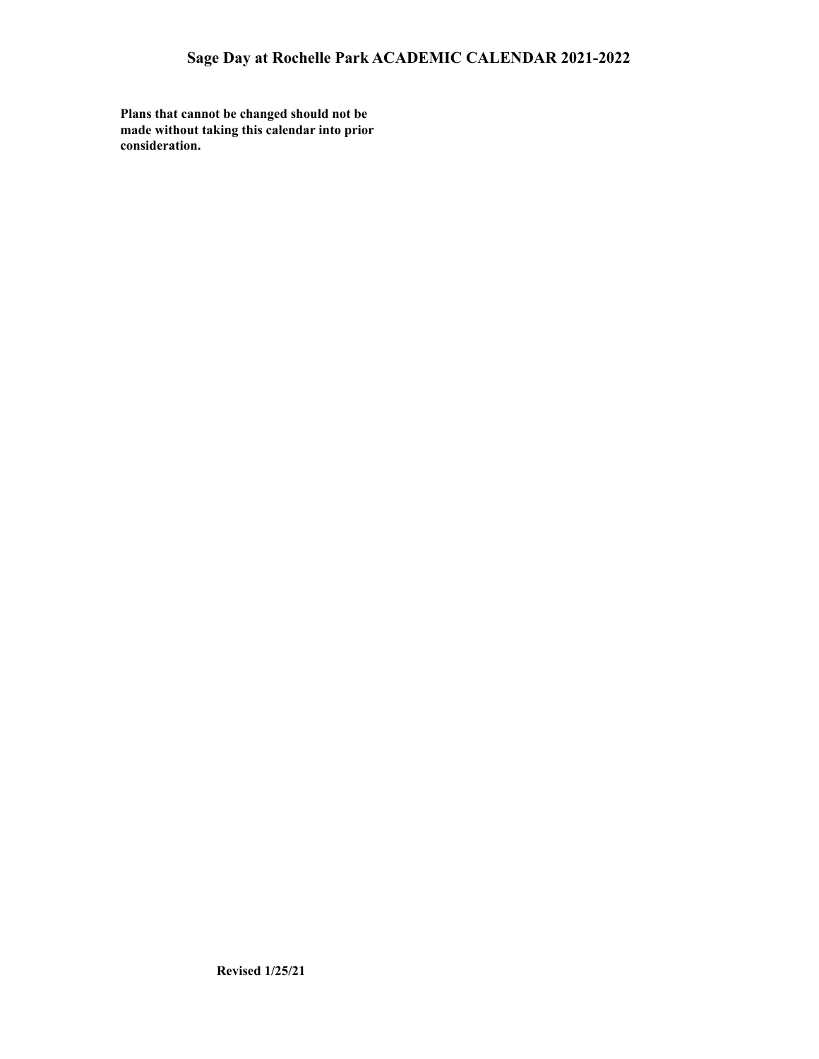# Sage Day at Rochelle Park ACADEMIC CALENDAR 2021-2022

**Plans that cannot be changed should not be made without taking this calendar into prior consideration.**

**Revised 1/25/21**